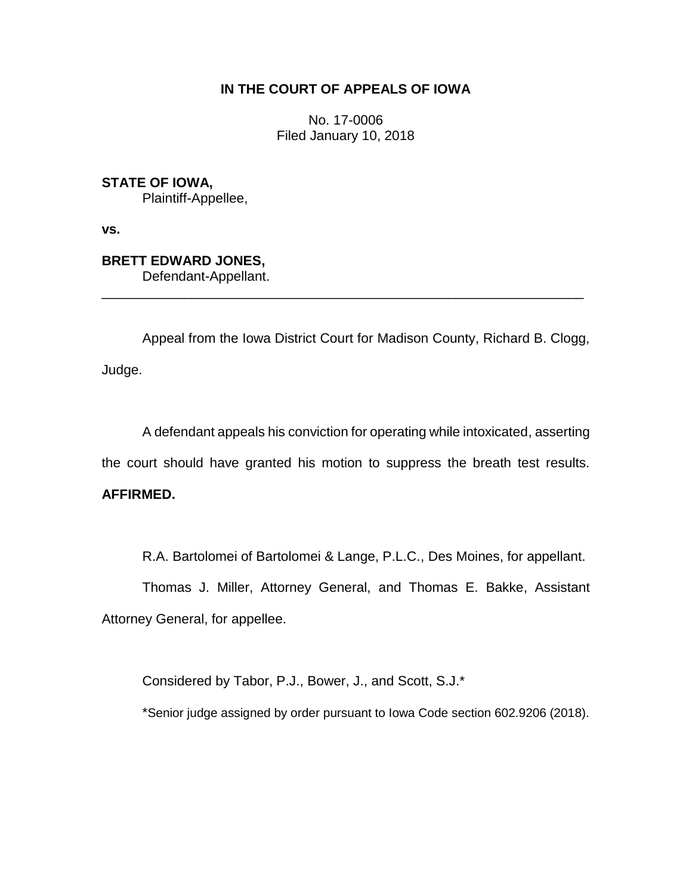**IN THE COURT OF APPEALS OF IOWA**

No. 17-0006
Filed January 10, 2018

**STATE OF IOWA,**
Plaintiff-Appellee,

**vs.**

**BRETT EDWARD JONES,**
Defendant-Appellant.

---

Appeal from the Iowa District Court for Madison County, Richard B. Clogg, Judge.

A defendant appeals his conviction for operating while intoxicated, asserting the court should have granted his motion to suppress the breath test results. **AFFIRMED.**

R.A. Bartolomei of Bartolomei & Lange, P.L.C., Des Moines, for appellant.

Thomas J. Miller, Attorney General, and Thomas E. Bakke, Assistant Attorney General, for appellee.

Considered by Tabor, P.J., Bower, J., and Scott, S.J.*

*Senior judge assigned by order pursuant to Iowa Code section 602.9206 (2018).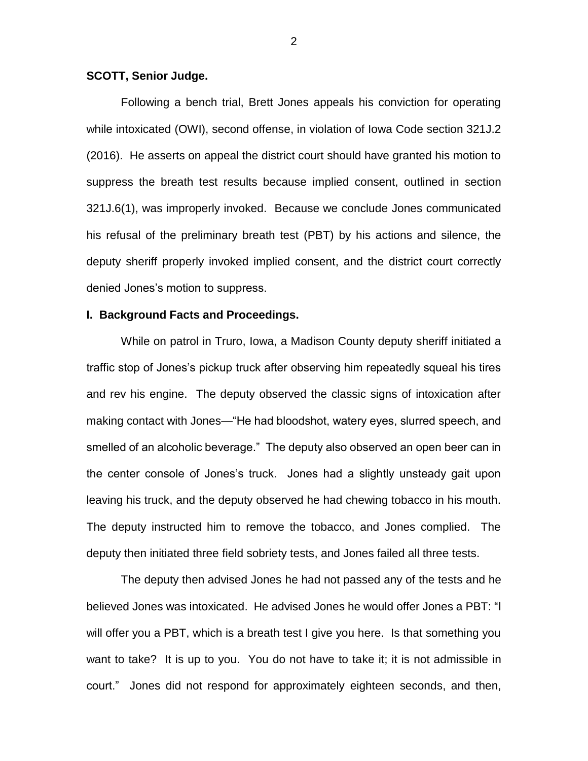**SCOTT, Senior Judge.**

Following a bench trial, Brett Jones appeals his conviction for operating while intoxicated (OWI), second offense, in violation of Iowa Code section 321J.2 (2016). He asserts on appeal the district court should have granted his motion to suppress the breath test results because implied consent, outlined in section 321J.6(1), was improperly invoked. Because we conclude Jones communicated his refusal of the preliminary breath test (PBT) by his actions and silence, the deputy sheriff properly invoked implied consent, and the district court correctly denied Jones's motion to suppress.

## I. Background Facts and Proceedings.

While on patrol in Truro, Iowa, a Madison County deputy sheriff initiated a traffic stop of Jones's pickup truck after observing him repeatedly squeal his tires and rev his engine. The deputy observed the classic signs of intoxication after making contact with Jones—"He had bloodshot, watery eyes, slurred speech, and smelled of an alcoholic beverage." The deputy also observed an open beer can in the center console of Jones's truck. Jones had a slightly unsteady gait upon leaving his truck, and the deputy observed he had chewing tobacco in his mouth. The deputy instructed him to remove the tobacco, and Jones complied. The deputy then initiated three field sobriety tests, and Jones failed all three tests.

The deputy then advised Jones he had not passed any of the tests and he believed Jones was intoxicated. He advised Jones he would offer Jones a PBT: "I will offer you a PBT, which is a breath test I give you here. Is that something you want to take? It is up to you. You do not have to take it; it is not admissible in court." Jones did not respond for approximately eighteen seconds, and then,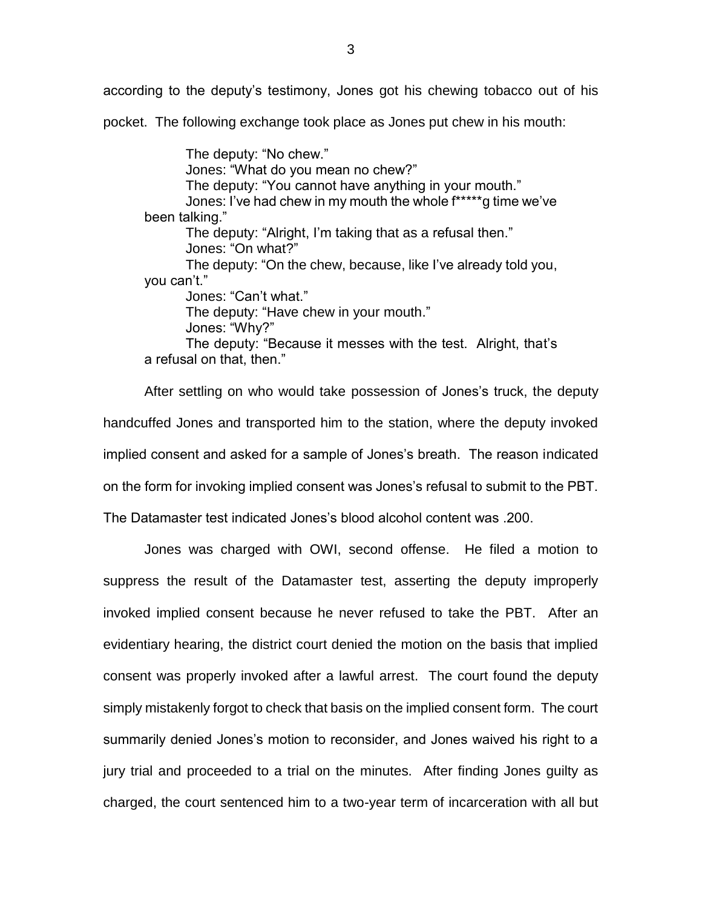according to the deputy's testimony, Jones got his chewing tobacco out of his pocket. The following exchange took place as Jones put chew in his mouth:

> The deputy: "No chew."
> Jones: "What do you mean no chew?"
> The deputy: "You cannot have anything in your mouth."
> Jones: I've had chew in my mouth the whole f*****g time we've been talking."
> The deputy: "Alright, I'm taking that as a refusal then."
> Jones: "On what?"
> The deputy: "On the chew, because, like I've already told you, you can't."
> Jones: "Can't what."
> The deputy: "Have chew in your mouth."
> Jones: "Why?"
> The deputy: "Because it messes with the test. Alright, that's a refusal on that, then."

After settling on who would take possession of Jones's truck, the deputy handcuffed Jones and transported him to the station, where the deputy invoked implied consent and asked for a sample of Jones's breath. The reason indicated on the form for invoking implied consent was Jones's refusal to submit to the PBT. The Datamaster test indicated Jones's blood alcohol content was .200.

Jones was charged with OWI, second offense. He filed a motion to suppress the result of the Datamaster test, asserting the deputy improperly invoked implied consent because he never refused to take the PBT. After an evidentiary hearing, the district court denied the motion on the basis that implied consent was properly invoked after a lawful arrest. The court found the deputy simply mistakenly forgot to check that basis on the implied consent form. The court summarily denied Jones's motion to reconsider, and Jones waived his right to a jury trial and proceeded to a trial on the minutes. After finding Jones guilty as charged, the court sentenced him to a two-year term of incarceration with all but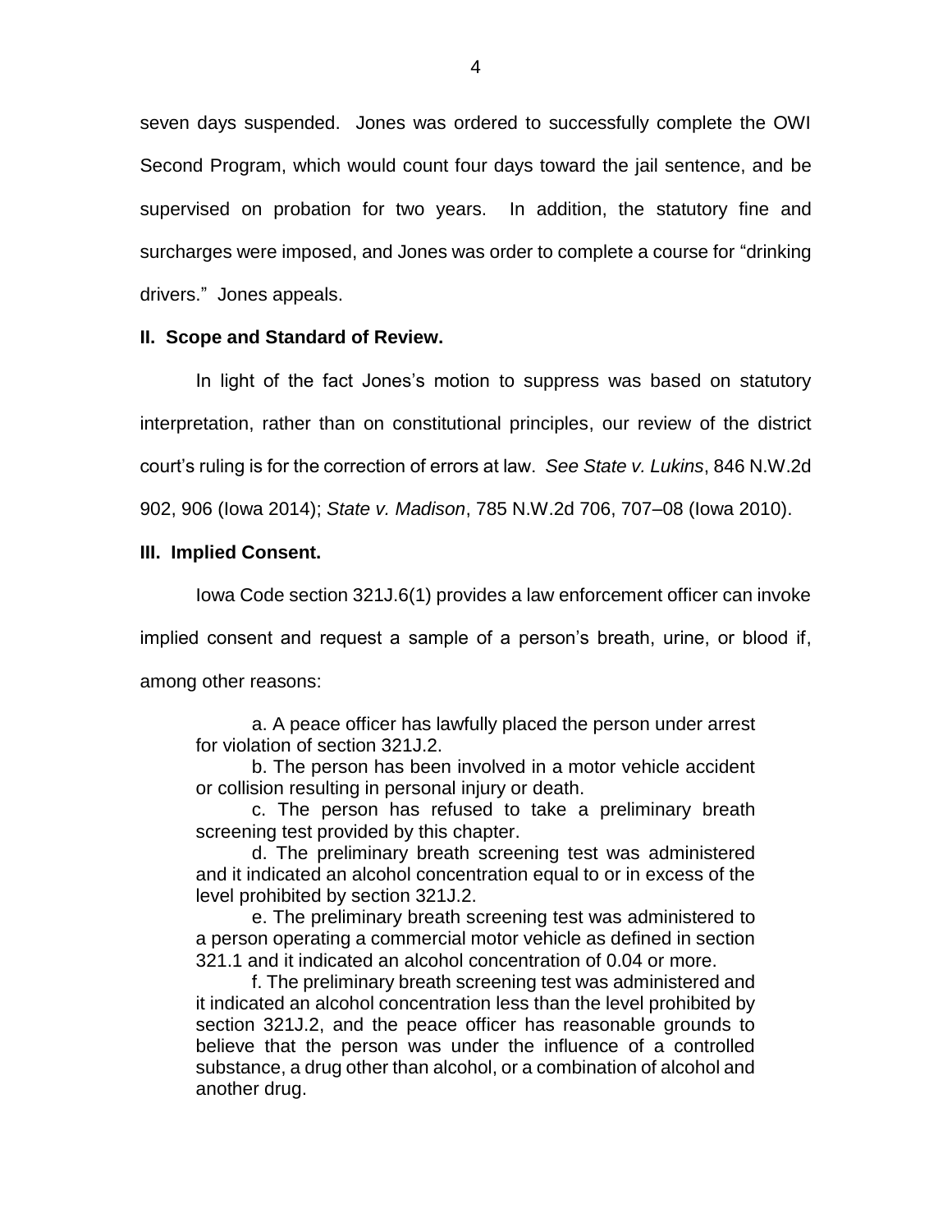seven days suspended. Jones was ordered to successfully complete the OWI Second Program, which would count four days toward the jail sentence, and be supervised on probation for two years. In addition, the statutory fine and surcharges were imposed, and Jones was order to complete a course for "drinking drivers." Jones appeals.

## II. Scope and Standard of Review.

In light of the fact Jones's motion to suppress was based on statutory interpretation, rather than on constitutional principles, our review of the district court's ruling is for the correction of errors at law. *See State v. Lukins*, 846 N.W.2d 902, 906 (Iowa 2014); *State v. Madison*, 785 N.W.2d 706, 707–08 (Iowa 2010).

## III. Implied Consent.

Iowa Code section 321J.6(1) provides a law enforcement officer can invoke implied consent and request a sample of a person's breath, urine, or blood if, among other reasons:

> a. A peace officer has lawfully placed the person under arrest for violation of section 321J.2.
>
> b. The person has been involved in a motor vehicle accident or collision resulting in personal injury or death.
>
> c. The person has refused to take a preliminary breath screening test provided by this chapter.
>
> d. The preliminary breath screening test was administered and it indicated an alcohol concentration equal to or in excess of the level prohibited by section 321J.2.
>
> e. The preliminary breath screening test was administered to a person operating a commercial motor vehicle as defined in section 321.1 and it indicated an alcohol concentration of 0.04 or more.
>
> f. The preliminary breath screening test was administered and it indicated an alcohol concentration less than the level prohibited by section 321J.2, and the peace officer has reasonable grounds to believe that the person was under the influence of a controlled substance, a drug other than alcohol, or a combination of alcohol and another drug.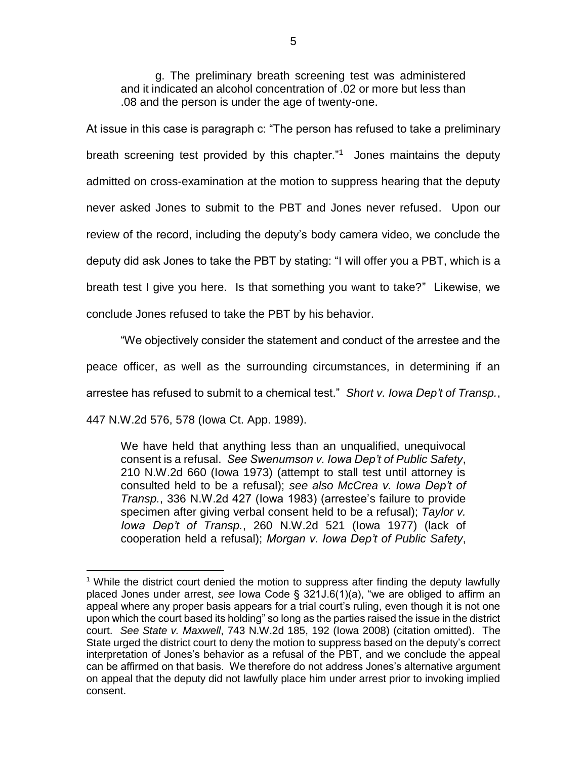> g. The preliminary breath screening test was administered and it indicated an alcohol concentration of .02 or more but less than .08 and the person is under the age of twenty-one.

At issue in this case is paragraph c: "The person has refused to take a preliminary breath screening test provided by this chapter."[1] Jones maintains the deputy admitted on cross-examination at the motion to suppress hearing that the deputy never asked Jones to submit to the PBT and Jones never refused. Upon our review of the record, including the deputy's body camera video, we conclude the deputy did ask Jones to take the PBT by stating: "I will offer you a PBT, which is a breath test I give you here. Is that something you want to take?" Likewise, we conclude Jones refused to take the PBT by his behavior.

"We objectively consider the statement and conduct of the arrestee and the peace officer, as well as the surrounding circumstances, in determining if an arrestee has refused to submit to a chemical test." *Short v. Iowa Dep't of Transp.*, 447 N.W.2d 576, 578 (Iowa Ct. App. 1989).

> We have held that anything less than an unqualified, unequivocal consent is a refusal. *See Swenumson v. Iowa Dep't of Public Safety*, 210 N.W.2d 660 (Iowa 1973) (attempt to stall test until attorney is consulted held to be a refusal); *see also McCrea v. Iowa Dep't of Transp.*, 336 N.W.2d 427 (Iowa 1983) (arrestee's failure to provide specimen after giving verbal consent held to be a refusal); *Taylor v. Iowa Dep't of Transp.*, 260 N.W.2d 521 (Iowa 1977) (lack of cooperation held a refusal); *Morgan v. Iowa Dep't of Public Safety*,

[1] While the district court denied the motion to suppress after finding the deputy lawfully placed Jones under arrest, *see* Iowa Code § 321J.6(1)(a), "we are obliged to affirm an appeal where any proper basis appears for a trial court's ruling, even though it is not one upon which the court based its holding" so long as the parties raised the issue in the district court. *See State v. Maxwell*, 743 N.W.2d 185, 192 (Iowa 2008) (citation omitted). The State urged the district court to deny the motion to suppress based on the deputy's correct interpretation of Jones's behavior as a refusal of the PBT, and we conclude the appeal can be affirmed on that basis. We therefore do not address Jones's alternative argument on appeal that the deputy did not lawfully place him under arrest prior to invoking implied consent.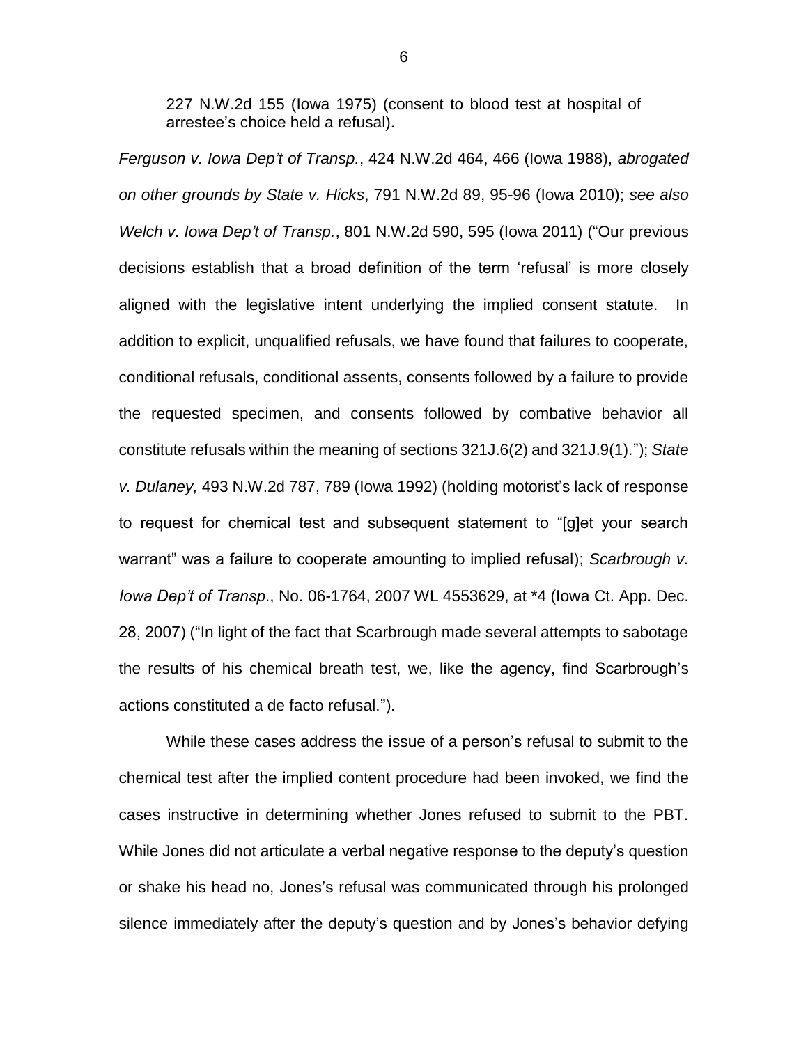227 N.W.2d 155 (Iowa 1975) (consent to blood test at hospital of arrestee's choice held a refusal).

*Ferguson v. Iowa Dep't of Transp.*, 424 N.W.2d 464, 466 (Iowa 1988), *abrogated on other grounds by State v. Hicks*, 791 N.W.2d 89, 95-96 (Iowa 2010); *see also Welch v. Iowa Dep't of Transp.*, 801 N.W.2d 590, 595 (Iowa 2011) ("Our previous decisions establish that a broad definition of the term 'refusal' is more closely aligned with the legislative intent underlying the implied consent statute. In addition to explicit, unqualified refusals, we have found that failures to cooperate, conditional refusals, conditional assents, consents followed by a failure to provide the requested specimen, and consents followed by combative behavior all constitute refusals within the meaning of sections 321J.6(2) and 321J.9(1)."); *State v. Dulaney,* 493 N.W.2d 787, 789 (Iowa 1992) (holding motorist's lack of response to request for chemical test and subsequent statement to "[g]et your search warrant" was a failure to cooperate amounting to implied refusal); *Scarbrough v. Iowa Dep't of Transp*., No. 06-1764, 2007 WL 4553629, at *4 (Iowa Ct. App. Dec. 28, 2007) ("In light of the fact that Scarbrough made several attempts to sabotage the results of his chemical breath test, we, like the agency, find Scarbrough's actions constituted a de facto refusal.").

While these cases address the issue of a person's refusal to submit to the chemical test after the implied content procedure had been invoked, we find the cases instructive in determining whether Jones refused to submit to the PBT. While Jones did not articulate a verbal negative response to the deputy's question or shake his head no, Jones's refusal was communicated through his prolonged silence immediately after the deputy's question and by Jones's behavior defying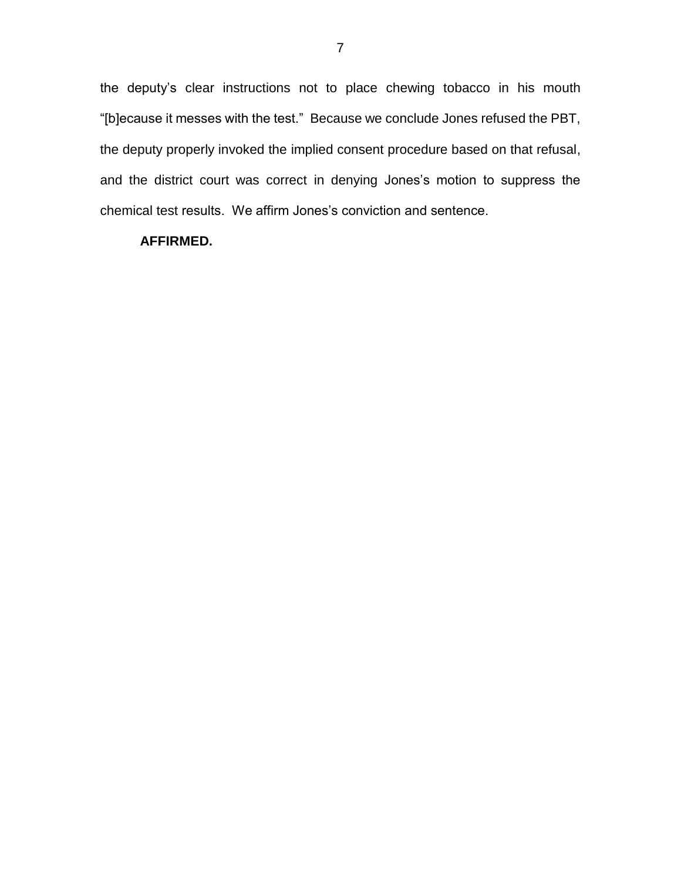the deputy's clear instructions not to place chewing tobacco in his mouth "[b]ecause it messes with the test." Because we conclude Jones refused the PBT, the deputy properly invoked the implied consent procedure based on that refusal, and the district court was correct in denying Jones's motion to suppress the chemical test results. We affirm Jones's conviction and sentence.

**AFFIRMED.**